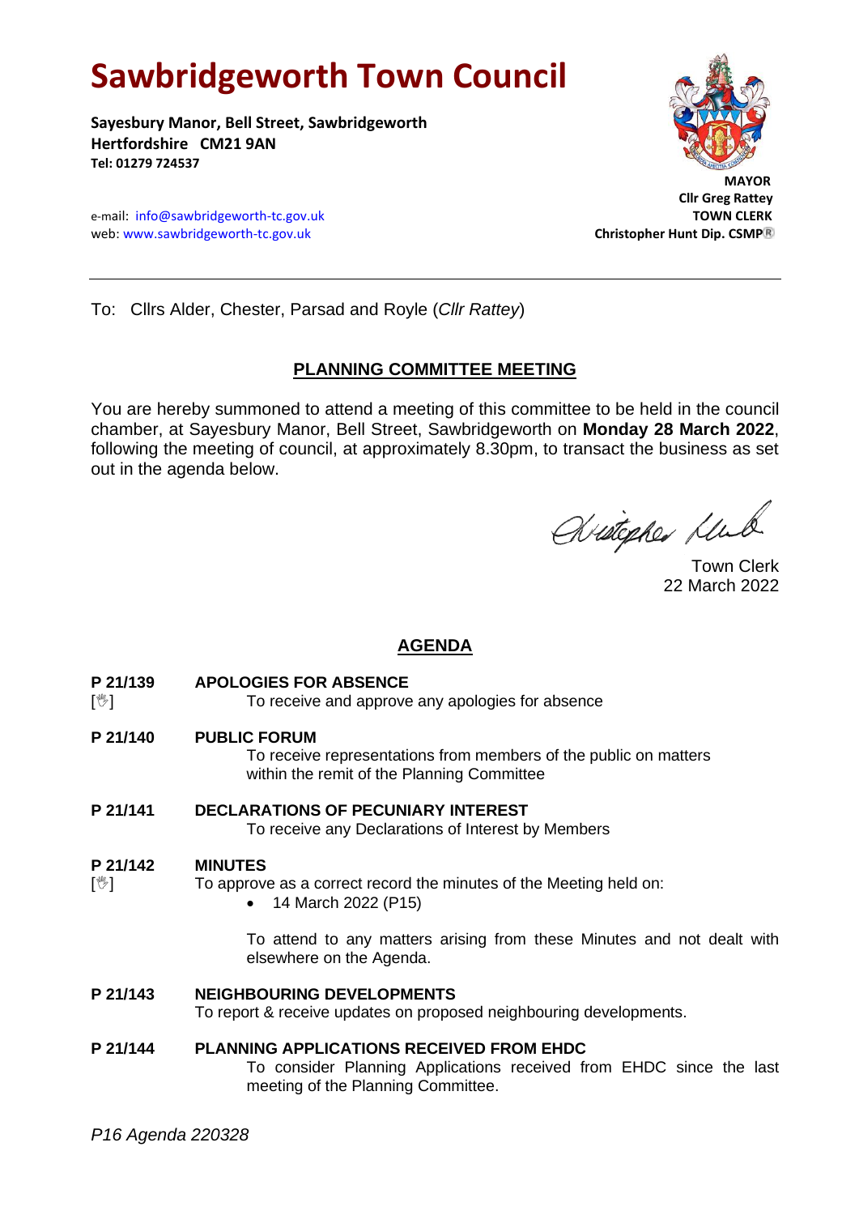# Sawbridgeworth Town Council

**Sayesbury Manor, Bell Street, Sawbridgeworth**
**Hertfordshire CM21 9AN**
**Tel: 01279 724537**

e-mail: info@sawbridgeworth-tc.gov.uk
web: www.sawbridgeworth-tc.gov.uk

**MAYOR**
**Cllr Greg Rattey**
**TOWN CLERK**
**Christopher Hunt Dip. CSMP®**

---

To: Cllrs Alder, Chester, Parsad and Royle (*Cllr Rattey*)

## PLANNING COMMITTEE MEETING

You are hereby summoned to attend a meeting of this committee to be held in the council chamber, at Sayesbury Manor, Bell Street, Sawbridgeworth on **Monday 28 March 2022**, following the meeting of council, at approximately 8.30pm, to transact the business as set out in the agenda below.

Town Clerk
22 March 2022

## AGENDA

**P 21/139** [✋] **APOLOGIES FOR ABSENCE**
To receive and approve any apologies for absence

**P 21/140** **PUBLIC FORUM**
To receive representations from members of the public on matters within the remit of the Planning Committee

**P 21/141** **DECLARATIONS OF PECUNIARY INTEREST**
To receive any Declarations of Interest by Members

**P 21/142** [✋] **MINUTES**
To approve as a correct record the minutes of the Meeting held on:

- 14 March 2022 (P15)

To attend to any matters arising from these Minutes and not dealt with elsewhere on the Agenda.

**P 21/143** **NEIGHBOURING DEVELOPMENTS**
To report & receive updates on proposed neighbouring developments.

**P 21/144** **PLANNING APPLICATIONS RECEIVED FROM EHDC**
To consider Planning Applications received from EHDC since the last meeting of the Planning Committee.

*P16 Agenda 220328*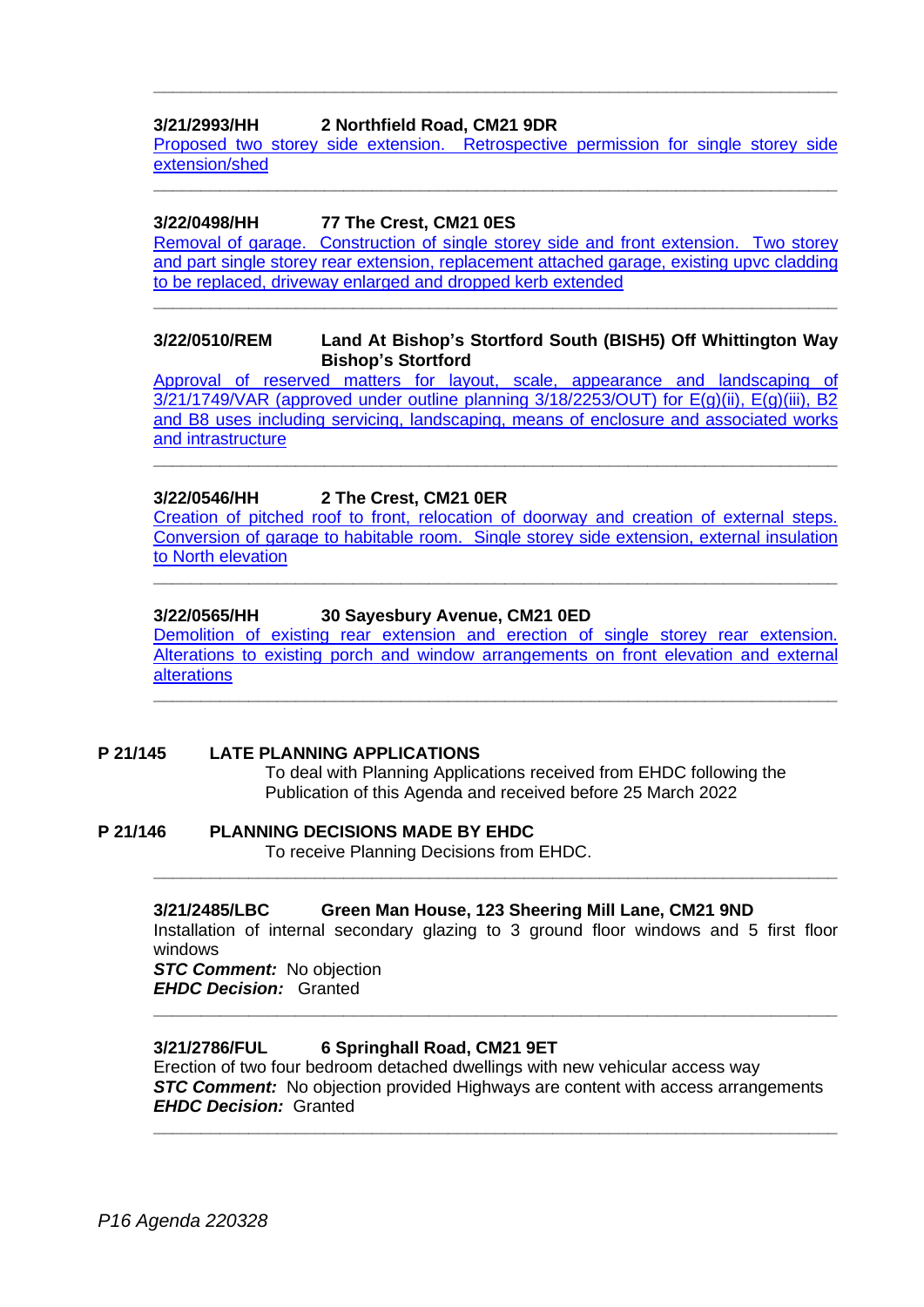---

**3/21/2993/HH 2 Northfield Road, CM21 9DR**

Proposed two storey side extension. Retrospective permission for single storey side extension/shed

---

**3/22/0498/HH 77 The Crest, CM21 0ES**

Removal of garage. Construction of single storey side and front extension. Two storey and part single storey rear extension, replacement attached garage, existing upvc cladding to be replaced, driveway enlarged and dropped kerb extended

---

**3/22/0510/REM Land At Bishop's Stortford South (BISH5) Off Whittington Way Bishop's Stortford**

Approval of reserved matters for layout, scale, appearance and landscaping of 3/21/1749/VAR (approved under outline planning 3/18/2253/OUT) for E(g)(ii), E(g)(iii), B2 and B8 uses including servicing, landscaping, means of enclosure and associated works and intrastructure

---

**3/22/0546/HH 2 The Crest, CM21 0ER**

Creation of pitched roof to front, relocation of doorway and creation of external steps. Conversion of garage to habitable room. Single storey side extension, external insulation to North elevation

---

**3/22/0565/HH 30 Sayesbury Avenue, CM21 0ED**

Demolition of existing rear extension and erection of single storey rear extension. Alterations to existing porch and window arrangements on front elevation and external alterations

---

**P 21/145 LATE PLANNING APPLICATIONS**

To deal with Planning Applications received from EHDC following the Publication of this Agenda and received before 25 March 2022

**P 21/146 PLANNING DECISIONS MADE BY EHDC**

To receive Planning Decisions from EHDC.

---

**3/21/2485/LBC Green Man House, 123 Sheering Mill Lane, CM21 9ND**

Installation of internal secondary glazing to 3 ground floor windows and 5 first floor windows

***STC Comment:*** No objection

***EHDC Decision:*** Granted

---

**3/21/2786/FUL 6 Springhall Road, CM21 9ET**

Erection of two four bedroom detached dwellings with new vehicular access way

***STC Comment:*** No objection provided Highways are content with access arrangements

***EHDC Decision:*** Granted

---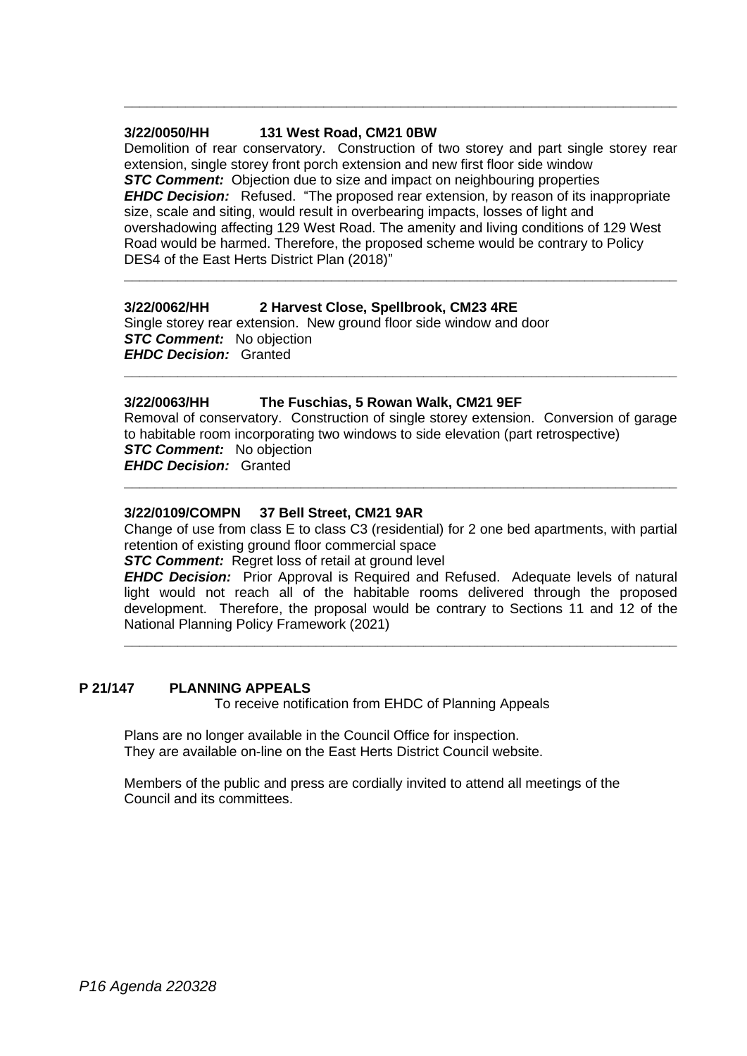---

**3/22/0050/HH 131 West Road, CM21 0BW**

Demolition of rear conservatory. Construction of two storey and part single storey rear extension, single storey front porch extension and new first floor side window

***STC Comment:*** Objection due to size and impact on neighbouring properties

***EHDC Decision:*** Refused. "The proposed rear extension, by reason of its inappropriate size, scale and siting, would result in overbearing impacts, losses of light and overshadowing affecting 129 West Road. The amenity and living conditions of 129 West Road would be harmed. Therefore, the proposed scheme would be contrary to Policy DES4 of the East Herts District Plan (2018)"

---

**3/22/0062/HH 2 Harvest Close, Spellbrook, CM23 4RE**

Single storey rear extension. New ground floor side window and door

***STC Comment:*** No objection

***EHDC Decision:*** Granted

---

**3/22/0063/HH The Fuschias, 5 Rowan Walk, CM21 9EF**

Removal of conservatory. Construction of single storey extension. Conversion of garage to habitable room incorporating two windows to side elevation (part retrospective)

***STC Comment:*** No objection

***EHDC Decision:*** Granted

---

**3/22/0109/COMPN 37 Bell Street, CM21 9AR**

Change of use from class E to class C3 (residential) for 2 one bed apartments, with partial retention of existing ground floor commercial space

***STC Comment:*** Regret loss of retail at ground level

***EHDC Decision:*** Prior Approval is Required and Refused. Adequate levels of natural light would not reach all of the habitable rooms delivered through the proposed development. Therefore, the proposal would be contrary to Sections 11 and 12 of the National Planning Policy Framework (2021)

---

**P 21/147 PLANNING APPEALS**

To receive notification from EHDC of Planning Appeals

Plans are no longer available in the Council Office for inspection.
They are available on-line on the East Herts District Council website.

Members of the public and press are cordially invited to attend all meetings of the Council and its committees.

*P16 Agenda 220328*